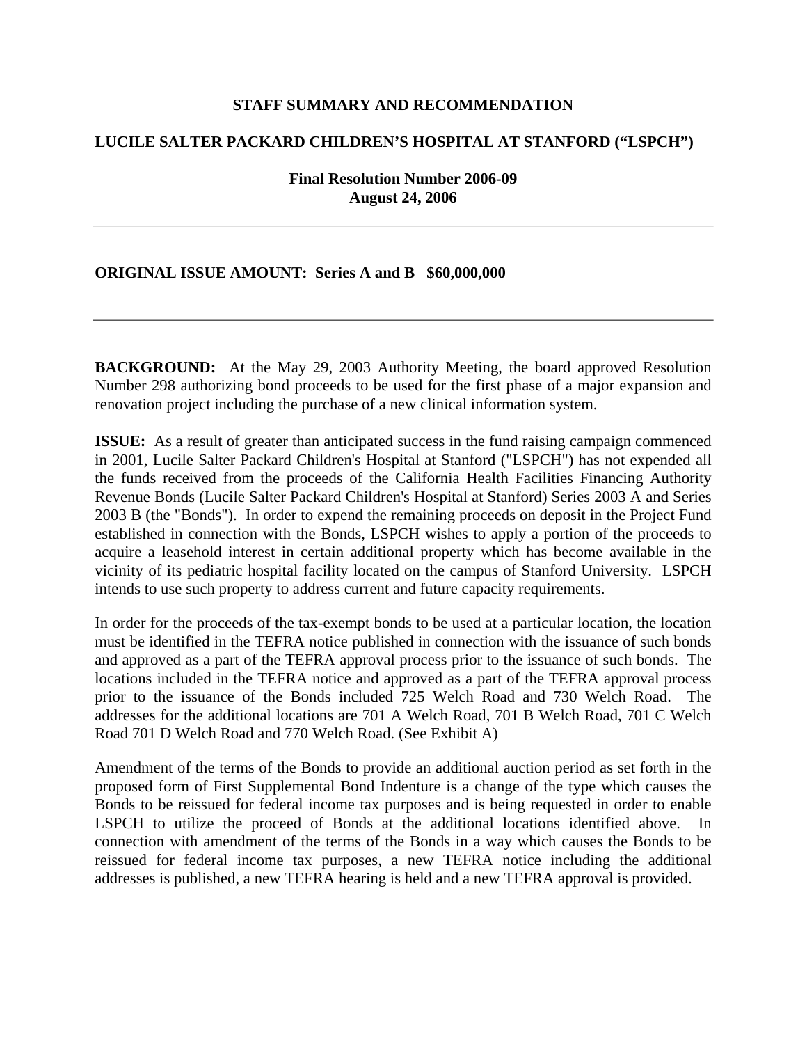**STAFF SUMMARY AND RECOMMENDATION**

**LUCILE SALTER PACKARD CHILDREN'S HOSPITAL AT STANFORD ("LSPCH")**

**Final Resolution Number 2006-09**
**August 24, 2006**

---

**ORIGINAL ISSUE AMOUNT: Series A and B $60,000,000**

---

**BACKGROUND:** At the May 29, 2003 Authority Meeting, the board approved Resolution Number 298 authorizing bond proceeds to be used for the first phase of a major expansion and renovation project including the purchase of a new clinical information system.

**ISSUE:** As a result of greater than anticipated success in the fund raising campaign commenced in 2001, Lucile Salter Packard Children's Hospital at Stanford ("LSPCH") has not expended all the funds received from the proceeds of the California Health Facilities Financing Authority Revenue Bonds (Lucile Salter Packard Children's Hospital at Stanford) Series 2003 A and Series 2003 B (the "Bonds"). In order to expend the remaining proceeds on deposit in the Project Fund established in connection with the Bonds, LSPCH wishes to apply a portion of the proceeds to acquire a leasehold interest in certain additional property which has become available in the vicinity of its pediatric hospital facility located on the campus of Stanford University. LSPCH intends to use such property to address current and future capacity requirements.

In order for the proceeds of the tax-exempt bonds to be used at a particular location, the location must be identified in the TEFRA notice published in connection with the issuance of such bonds and approved as a part of the TEFRA approval process prior to the issuance of such bonds. The locations included in the TEFRA notice and approved as a part of the TEFRA approval process prior to the issuance of the Bonds included 725 Welch Road and 730 Welch Road. The addresses for the additional locations are 701 A Welch Road, 701 B Welch Road, 701 C Welch Road 701 D Welch Road and 770 Welch Road. (See Exhibit A)

Amendment of the terms of the Bonds to provide an additional auction period as set forth in the proposed form of First Supplemental Bond Indenture is a change of the type which causes the Bonds to be reissued for federal income tax purposes and is being requested in order to enable LSPCH to utilize the proceed of Bonds at the additional locations identified above. In connection with amendment of the terms of the Bonds in a way which causes the Bonds to be reissued for federal income tax purposes, a new TEFRA notice including the additional addresses is published, a new TEFRA hearing is held and a new TEFRA approval is provided.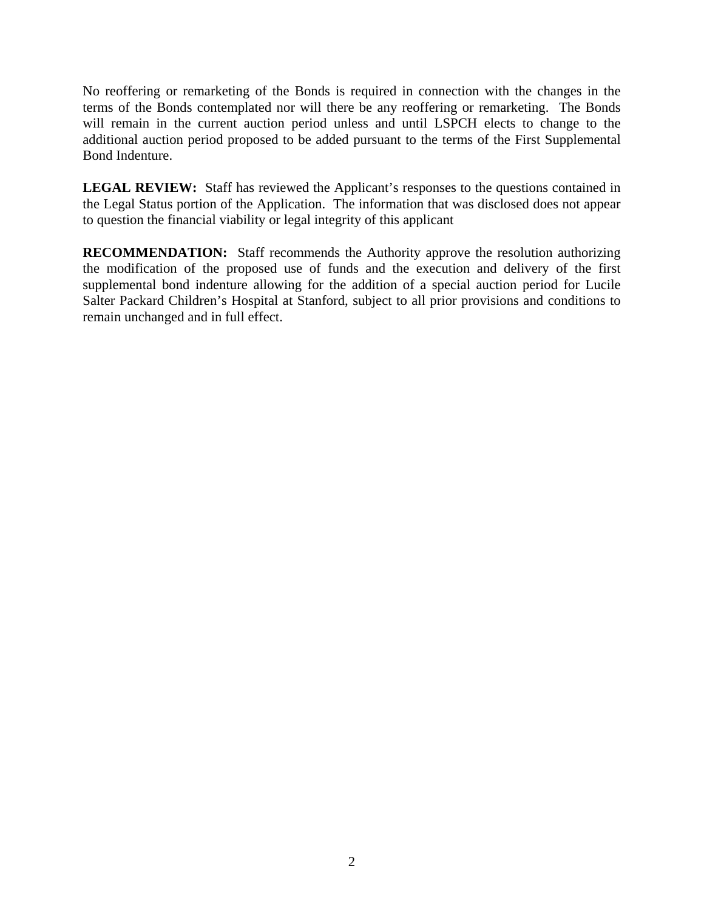No reoffering or remarketing of the Bonds is required in connection with the changes in the terms of the Bonds contemplated nor will there be any reoffering or remarketing. The Bonds will remain in the current auction period unless and until LSPCH elects to change to the additional auction period proposed to be added pursuant to the terms of the First Supplemental Bond Indenture.

**LEGAL REVIEW:** Staff has reviewed the Applicant's responses to the questions contained in the Legal Status portion of the Application. The information that was disclosed does not appear to question the financial viability or legal integrity of this applicant

**RECOMMENDATION:** Staff recommends the Authority approve the resolution authorizing the modification of the proposed use of funds and the execution and delivery of the first supplemental bond indenture allowing for the addition of a special auction period for Lucile Salter Packard Children's Hospital at Stanford, subject to all prior provisions and conditions to remain unchanged and in full effect.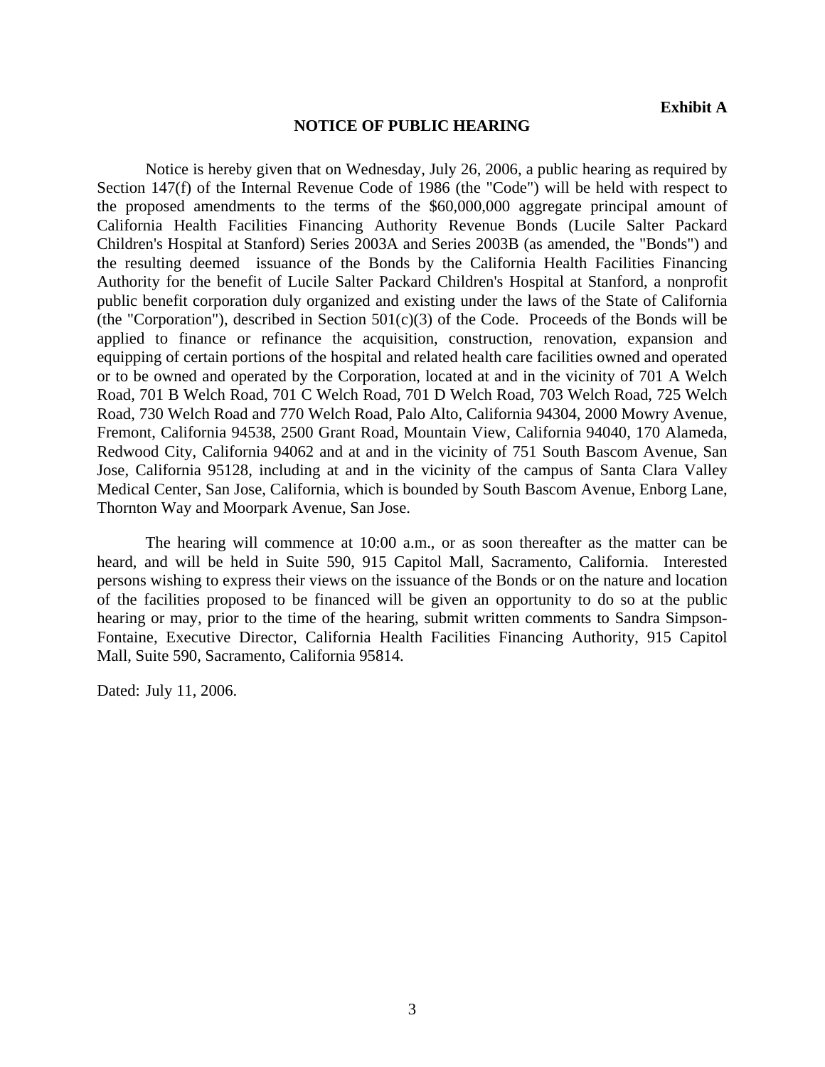**Exhibit A**

# NOTICE OF PUBLIC HEARING

Notice is hereby given that on Wednesday, July 26, 2006, a public hearing as required by Section 147(f) of the Internal Revenue Code of 1986 (the "Code") will be held with respect to the proposed amendments to the terms of the $60,000,000 aggregate principal amount of California Health Facilities Financing Authority Revenue Bonds (Lucile Salter Packard Children's Hospital at Stanford) Series 2003A and Series 2003B (as amended, the "Bonds") and the resulting deemed issuance of the Bonds by the California Health Facilities Financing Authority for the benefit of Lucile Salter Packard Children's Hospital at Stanford, a nonprofit public benefit corporation duly organized and existing under the laws of the State of California (the "Corporation"), described in Section 501(c)(3) of the Code. Proceeds of the Bonds will be applied to finance or refinance the acquisition, construction, renovation, expansion and equipping of certain portions of the hospital and related health care facilities owned and operated or to be owned and operated by the Corporation, located at and in the vicinity of 701 A Welch Road, 701 B Welch Road, 701 C Welch Road, 701 D Welch Road, 703 Welch Road, 725 Welch Road, 730 Welch Road and 770 Welch Road, Palo Alto, California 94304, 2000 Mowry Avenue, Fremont, California 94538, 2500 Grant Road, Mountain View, California 94040, 170 Alameda, Redwood City, California 94062 and at and in the vicinity of 751 South Bascom Avenue, San Jose, California 95128, including at and in the vicinity of the campus of Santa Clara Valley Medical Center, San Jose, California, which is bounded by South Bascom Avenue, Enborg Lane, Thornton Way and Moorpark Avenue, San Jose.

The hearing will commence at 10:00 a.m., or as soon thereafter as the matter can be heard, and will be held in Suite 590, 915 Capitol Mall, Sacramento, California. Interested persons wishing to express their views on the issuance of the Bonds or on the nature and location of the facilities proposed to be financed will be given an opportunity to do so at the public hearing or may, prior to the time of the hearing, submit written comments to Sandra Simpson-Fontaine, Executive Director, California Health Facilities Financing Authority, 915 Capitol Mall, Suite 590, Sacramento, California 95814.

Dated: July 11, 2006.